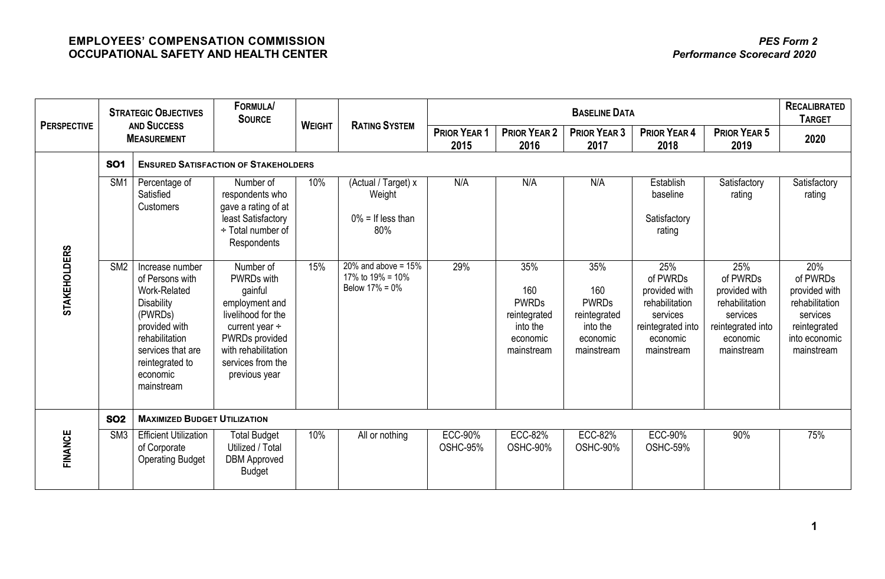**EMPLOYEES' COMPENSATION COMMISSION**
**OCCUPATIONAL SAFETY AND HEALTH CENTER**

*PES Form 2*
***Performance Scorecard 2020***

| PERSPECTIVE | STRATEGIC OBJECTIVES AND SUCCESS MEASUREMENT | | FORMULA/ SOURCE | WEIGHT | RATING SYSTEM | BASELINE DATA | | | | | RECALIBRATED TARGET |
|---|---|---|---|---|---|---|---|---|---|---|---|
| | | | | | | PRIOR YEAR 1 2015 | PRIOR YEAR 2 2016 | PRIOR YEAR 3 2017 | PRIOR YEAR 4 2018 | PRIOR YEAR 5 2019 | 2020 |
| STAKEHOLDERS | SO1 | ENSURED SATISFACTION OF STAKEHOLDERS | | | | | | | | | |
| | SM1 | Percentage of Satisfied Customers | Number of respondents who gave a rating of at least Satisfactory ÷ Total number of Respondents | 10% | (Actual / Target) x Weight<br><br>0% = If less than 80% | N/A | N/A | N/A | Establish baseline<br><br>Satisfactory rating | Satisfactory rating | Satisfactory rating |
| | SM2 | Increase number of Persons with Work-Related Disability (PWRDs) provided with rehabilitation services that are reintegrated to economic mainstream | Number of PWRDs with gainful employment and livelihood for the current year ÷ PWRDs provided with rehabilitation services from the previous year | 15% | 20% and above = 15%<br>17% to 19% = 10%<br>Below 17% = 0% | 29% | 35%<br><br>160 PWRDs reintegrated into the economic mainstream | 35%<br><br>160 PWRDs reintegrated into the economic mainstream | 25% of PWRDs provided with rehabilitation services reintegrated into economic mainstream | 25% of PWRDs provided with rehabilitation services reintegrated into economic mainstream | 20% of PWRDs provided with rehabilitation services reintegrated into economic mainstream |
| FINANCE | SO2 | MAXIMIZED BUDGET UTILIZATION | | | | | | | | | |
| | SM3 | Efficient Utilization of Corporate Operating Budget | Total Budget Utilized / Total DBM Approved Budget | 10% | All or nothing | ECC-90%<br>OSHC-95% | ECC-82%<br>OSHC-90% | ECC-82%<br>OSHC-90% | ECC-90%<br>OSHC-59% | 90% | 75% |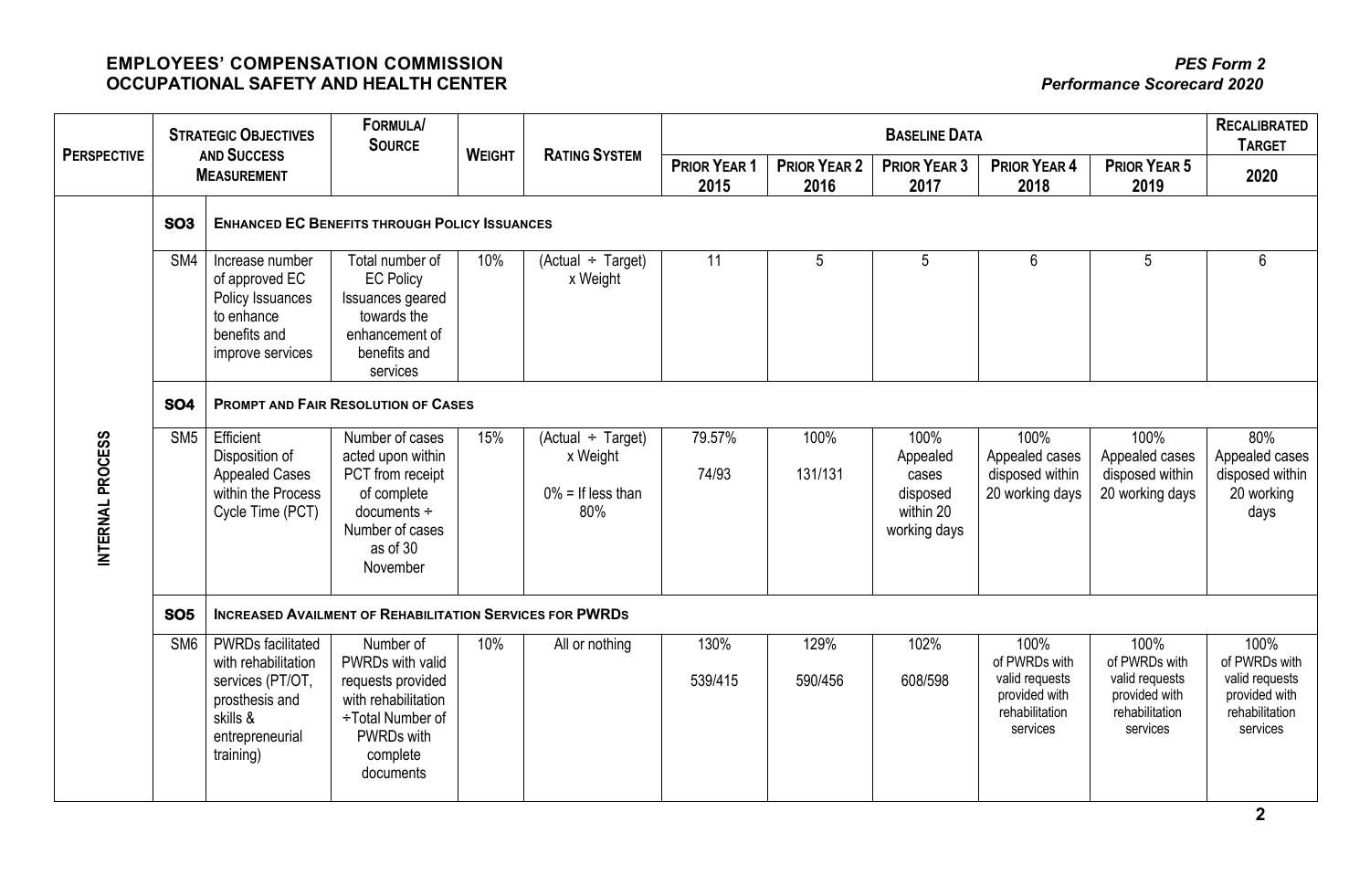**EMPLOYEES' COMPENSATION COMMISSION**
**OCCUPATIONAL SAFETY AND HEALTH CENTER**

*PES Form 2*
*Performance Scorecard 2020*

| PERSPECTIVE | STRATEGIC OBJECTIVES AND SUCCESS MEASUREMENT | | FORMULA/ SOURCE | WEIGHT | RATING SYSTEM | BASELINE DATA | | | | | RECALIBRATED TARGET |
|---|---|---|---|---|---|---|---|---|---|---|---|
| | | | | | | PRIOR YEAR 1 2015 | PRIOR YEAR 2 2016 | PRIOR YEAR 3 2017 | PRIOR YEAR 4 2018 | PRIOR YEAR 5 2019 | 2020 |
| INTERNAL PROCESS | **SO3** | **ENHANCED EC BENEFITS THROUGH POLICY ISSUANCES** | | | | | | | | | |
| | SM4 | Increase number of approved EC Policy Issuances to enhance benefits and improve services | Total number of EC Policy Issuances geared towards the enhancement of benefits and services | 10% | (Actual ÷ Target) x Weight | 11 | 5 | 5 | 6 | 5 | 6 |
| | **SO4** | **PROMPT AND FAIR RESOLUTION OF CASES** | | | | | | | | | |
| | SM5 | Efficient Disposition of Appealed Cases within the Process Cycle Time (PCT) | Number of cases acted upon within PCT from receipt of complete documents ÷ Number of cases as of 30 November | 15% | (Actual ÷ Target) x Weight<br><br>0% = If less than 80% | 79.57%<br><br>74/93 | 100%<br><br>131/131 | 100% Appealed cases disposed within 20 working days | 100% Appealed cases disposed within 20 working days | 100% Appealed cases disposed within 20 working days | 80% Appealed cases disposed within 20 working days |
| | **SO5** | **INCREASED AVAILMENT OF REHABILITATION SERVICES FOR PWRDs** | | | | | | | | | |
| | SM6 | PWRDs facilitated with rehabilitation services (PT/OT, prosthesis and skills & entrepreneurial training) | Number of PWRDs with valid requests provided with rehabilitation ÷Total Number of PWRDs with complete documents | 10% | All or nothing | 130%<br><br>539/415 | 129%<br><br>590/456 | 102%<br><br>608/598 | 100% of PWRDs with valid requests provided with rehabilitation services | 100% of PWRDs with valid requests provided with rehabilitation services | 100% of PWRDs with valid requests provided with rehabilitation services |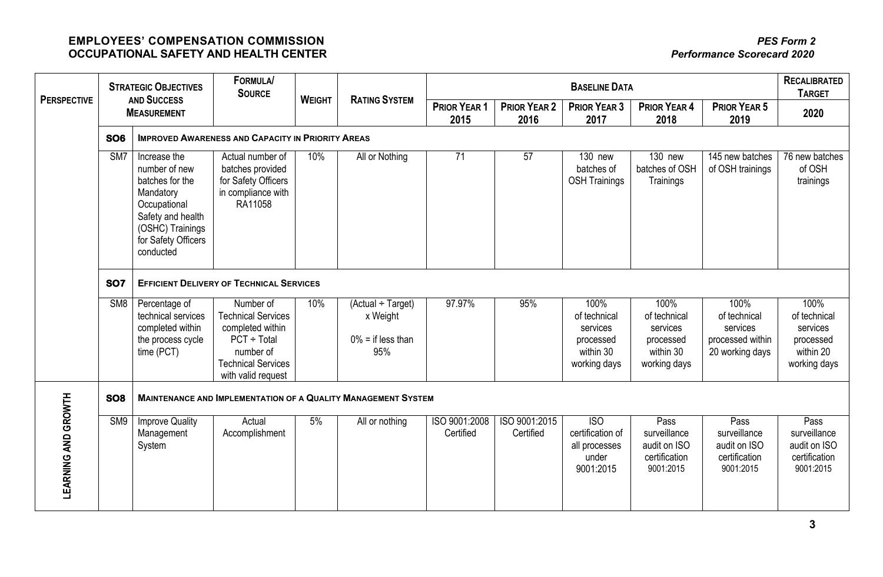**EMPLOYEES' COMPENSATION COMMISSION**
**OCCUPATIONAL SAFETY AND HEALTH CENTER**

*PES Form 2*
*Performance Scorecard 2020*

| Perspective | Strategic Objectives and Success Measurement | | Formula/ Source | Weight | Rating System | Baseline Data | | | | | Recalibrated Target |
|---|---|---|---|---|---|---|---|---|---|---|---|
| | | | | | | Prior Year 1 2015 | Prior Year 2 2016 | Prior Year 3 2017 | Prior Year 4 2018 | Prior Year 5 2019 | 2020 |
| | **SO6** | **Improved Awareness and Capacity in Priority Areas** | | | | | | | | | |
| | SM7 | Increase the number of new batches for the Mandatory Occupational Safety and health (OSHC) Trainings for Safety Officers conducted | Actual number of batches provided for Safety Officers in compliance with RA11058 | 10% | All or Nothing | 71 | 57 | 130 new batches of OSH Trainings | 130 new batches of OSH Trainings | 145 new batches of OSH trainings | 76 new batches of OSH trainings |
| | **SO7** | **Efficient Delivery of Technical Services** | | | | | | | | | |
| | SM8 | Percentage of technical services completed within the process cycle time (PCT) | Number of Technical Services completed within PCT ÷ Total number of Technical Services with valid request | 10% | (Actual ÷ Target) x Weight<br>0% = if less than 95% | 97.97% | 95% | 100% of technical services processed within 30 working days | 100% of technical services processed within 30 working days | 100% of technical services processed within 20 working days | 100% of technical services processed within 20 working days |
| **LEARNING AND GROWTH** | **SO8** | **Maintenance and Implementation of a Quality Management System** | | | | | | | | | |
| | SM9 | Improve Quality Management System | Actual Accomplishment | 5% | All or nothing | ISO 9001:2008 Certified | ISO 9001:2015 Certified | ISO certification of all processes under 9001:2015 | Pass surveillance audit on ISO certification 9001:2015 | Pass surveillance audit on ISO certification 9001:2015 | Pass surveillance audit on ISO certification 9001:2015 |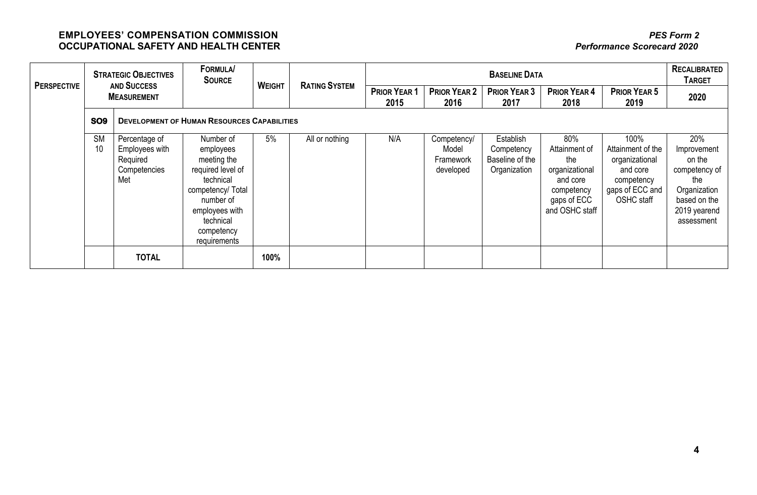**EMPLOYEES' COMPENSATION COMMISSION**
**OCCUPATIONAL SAFETY AND HEALTH CENTER**

*PES Form 2*
*Performance Scorecard 2020*

| PERSPECTIVE | STRATEGIC OBJECTIVES AND SUCCESS MEASUREMENT | | FORMULA/ SOURCE | WEIGHT | RATING SYSTEM | BASELINE DATA | | | | | RECALIBRATED TARGET |
|---|---|---|---|---|---|---|---|---|---|---|---|
| | | | | | | PRIOR YEAR 1 2015 | PRIOR YEAR 2 2016 | PRIOR YEAR 3 2017 | PRIOR YEAR 4 2018 | PRIOR YEAR 5 2019 | 2020 |
| | **SO9** | **DEVELOPMENT OF HUMAN RESOURCES CAPABILITIES** | | | | | | | | | |
| | SM 10 | Percentage of Employees with Required Competencies Met | Number of employees meeting the required level of technical competency/ Total number of employees with technical competency requirements | 5% | All or nothing | N/A | Competency/ Model Framework developed | Establish Competency Baseline of the Organization | 80% Attainment of the organizational and core competency gaps of ECC and OSHC staff | 100% Attainment of the organizational and core competency gaps of ECC and OSHC staff | 20% Improvement on the competency of the Organization based on the 2019 yearend assessment |
| | | **TOTAL** | | **100%** | | | | | | | |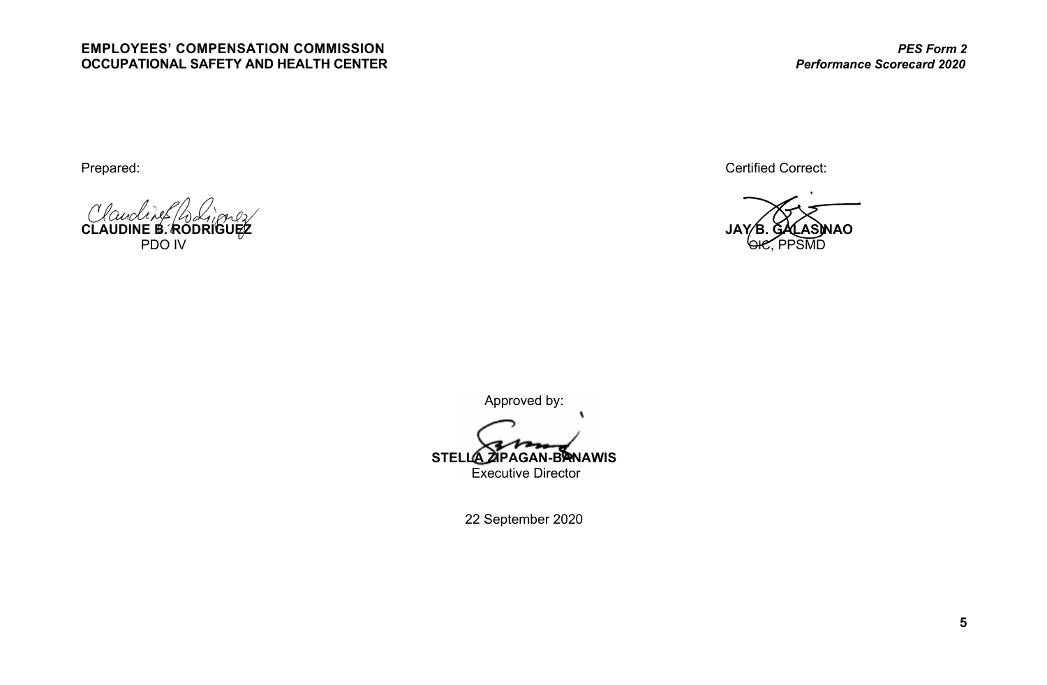Prepared:

**CLAUDINE B. RODRIGUEZ**
PDO IV

Certified Correct:

**JAY B. GALASINAO**
OIC, PPSMD

Approved by:

**STELLA ZIPAGAN-BANAWIS**
Executive Director

22 September 2020